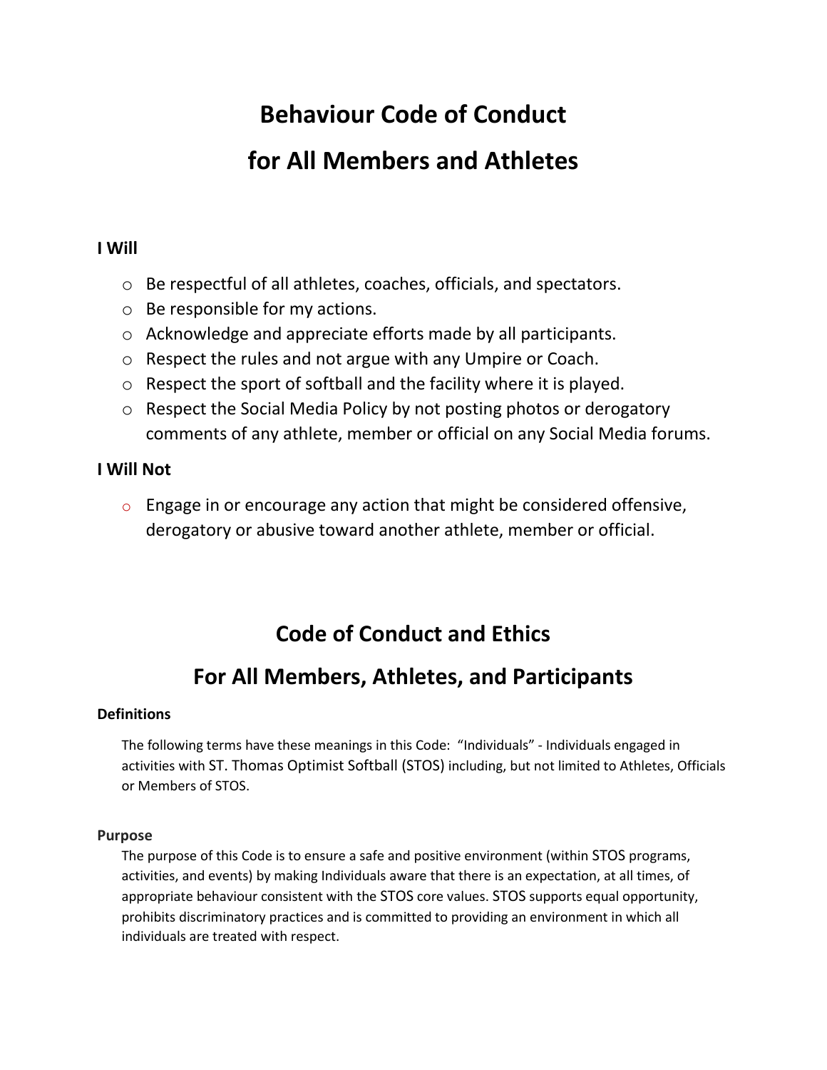# Behaviour Code of Conduct

# for All Members and Athletes

**I Will**

- Be respectful of all athletes, coaches, officials, and spectators.
- Be responsible for my actions.
- Acknowledge and appreciate efforts made by all participants.
- Respect the rules and not argue with any Umpire or Coach.
- Respect the sport of softball and the facility where it is played.
- Respect the Social Media Policy by not posting photos or derogatory comments of any athlete, member or official on any Social Media forums.

**I Will Not**

- Engage in or encourage any action that might be considered offensive, derogatory or abusive toward another athlete, member or official.

## Code of Conduct and Ethics

## For All Members, Athletes, and Participants

**Definitions**

The following terms have these meanings in this Code: "Individuals" - Individuals engaged in activities with ST. Thomas Optimist Softball (STOS) including, but not limited to Athletes, Officials or Members of STOS.

**Purpose**

The purpose of this Code is to ensure a safe and positive environment (within STOS programs, activities, and events) by making Individuals aware that there is an expectation, at all times, of appropriate behaviour consistent with the STOS core values. STOS supports equal opportunity, prohibits discriminatory practices and is committed to providing an environment in which all individuals are treated with respect.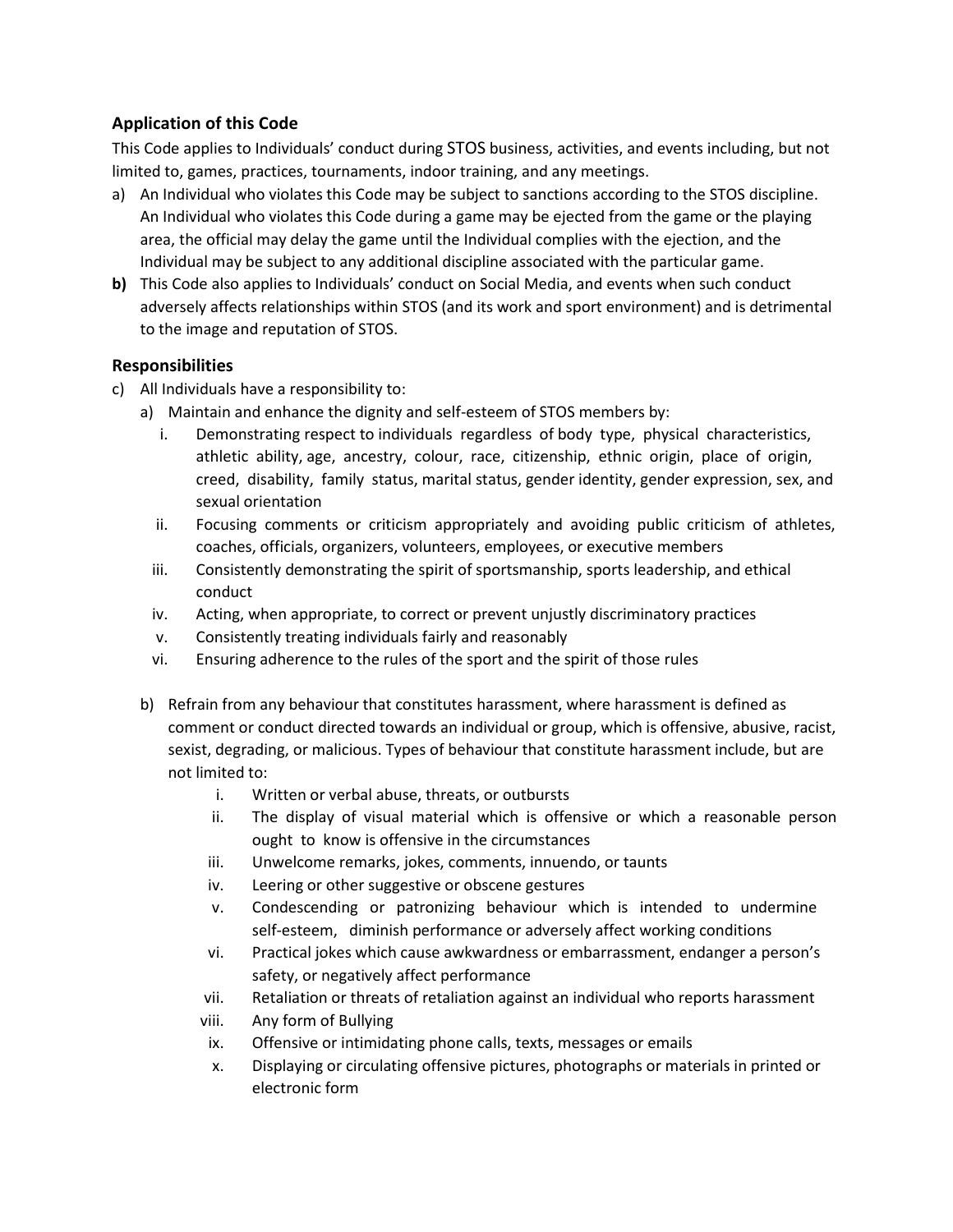### Application of this Code

This Code applies to Individuals' conduct during STOS business, activities, and events including, but not limited to, games, practices, tournaments, indoor training, and any meetings.

a) An Individual who violates this Code may be subject to sanctions according to the STOS discipline. An Individual who violates this Code during a game may be ejected from the game or the playing area, the official may delay the game until the Individual complies with the ejection, and the Individual may be subject to any additional discipline associated with the particular game.

**b)** This Code also applies to Individuals' conduct on Social Media, and events when such conduct adversely affects relationships within STOS (and its work and sport environment) and is detrimental to the image and reputation of STOS.

### Responsibilities

c) All Individuals have a responsibility to:

   a) Maintain and enhance the dignity and self-esteem of STOS members by:

      i. Demonstrating respect to individuals regardless of body type, physical characteristics, athletic ability, age, ancestry, colour, race, citizenship, ethnic origin, place of origin, creed, disability, family status, marital status, gender identity, gender expression, sex, and sexual orientation
      ii. Focusing comments or criticism appropriately and avoiding public criticism of athletes, coaches, officials, organizers, volunteers, employees, or executive members
      iii. Consistently demonstrating the spirit of sportsmanship, sports leadership, and ethical conduct
      iv. Acting, when appropriate, to correct or prevent unjustly discriminatory practices
      v. Consistently treating individuals fairly and reasonably
      vi. Ensuring adherence to the rules of the sport and the spirit of those rules

   b) Refrain from any behaviour that constitutes harassment, where harassment is defined as comment or conduct directed towards an individual or group, which is offensive, abusive, racist, sexist, degrading, or malicious. Types of behaviour that constitute harassment include, but are not limited to:

      i. Written or verbal abuse, threats, or outbursts
      ii. The display of visual material which is offensive or which a reasonable person ought to know is offensive in the circumstances
      iii. Unwelcome remarks, jokes, comments, innuendo, or taunts
      iv. Leering or other suggestive or obscene gestures
      v. Condescending or patronizing behaviour which is intended to undermine self-esteem, diminish performance or adversely affect working conditions
      vi. Practical jokes which cause awkwardness or embarrassment, endanger a person's safety, or negatively affect performance
      vii. Retaliation or threats of retaliation against an individual who reports harassment
      viii. Any form of Bullying
      ix. Offensive or intimidating phone calls, texts, messages or emails
      x. Displaying or circulating offensive pictures, photographs or materials in printed or electronic form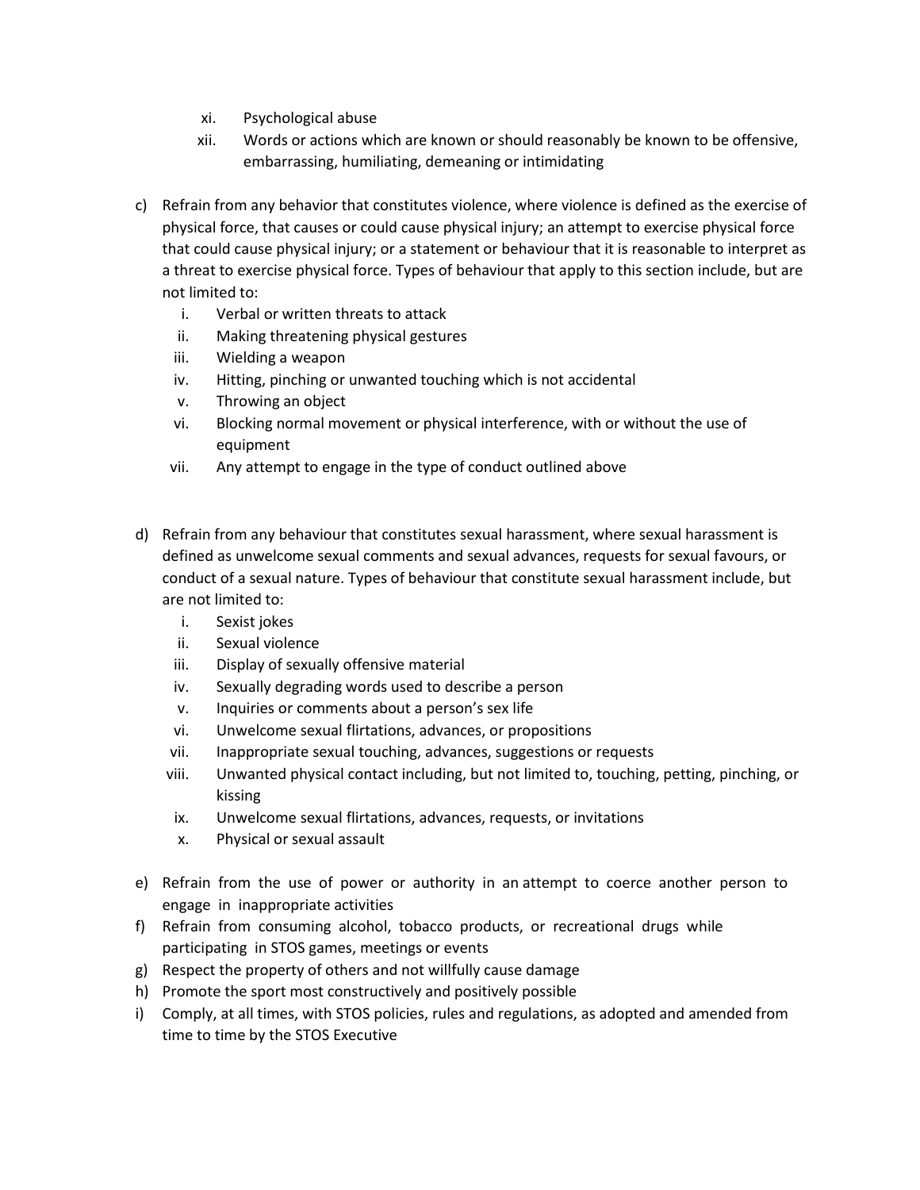xi. Psychological abuse
xii. Words or actions which are known or should reasonably be known to be offensive, embarrassing, humiliating, demeaning or intimidating

c) Refrain from any behavior that constitutes violence, where violence is defined as the exercise of physical force, that causes or could cause physical injury; an attempt to exercise physical force that could cause physical injury; or a statement or behaviour that it is reasonable to interpret as a threat to exercise physical force. Types of behaviour that apply to this section include, but are not limited to:
   i. Verbal or written threats to attack
   ii. Making threatening physical gestures
   iii. Wielding a weapon
   iv. Hitting, pinching or unwanted touching which is not accidental
   v. Throwing an object
   vi. Blocking normal movement or physical interference, with or without the use of equipment
   vii. Any attempt to engage in the type of conduct outlined above

d) Refrain from any behaviour that constitutes sexual harassment, where sexual harassment is defined as unwelcome sexual comments and sexual advances, requests for sexual favours, or conduct of a sexual nature. Types of behaviour that constitute sexual harassment include, but are not limited to:
   i. Sexist jokes
   ii. Sexual violence
   iii. Display of sexually offensive material
   iv. Sexually degrading words used to describe a person
   v. Inquiries or comments about a person's sex life
   vi. Unwelcome sexual flirtations, advances, or propositions
   vii. Inappropriate sexual touching, advances, suggestions or requests
   viii. Unwanted physical contact including, but not limited to, touching, petting, pinching, or kissing
   ix. Unwelcome sexual flirtations, advances, requests, or invitations
   x. Physical or sexual assault

e) Refrain from the use of power or authority in an attempt to coerce another person to engage in inappropriate activities
f) Refrain from consuming alcohol, tobacco products, or recreational drugs while participating in STOS games, meetings or events
g) Respect the property of others and not willfully cause damage
h) Promote the sport most constructively and positively possible
i) Comply, at all times, with STOS policies, rules and regulations, as adopted and amended from time to time by the STOS Executive